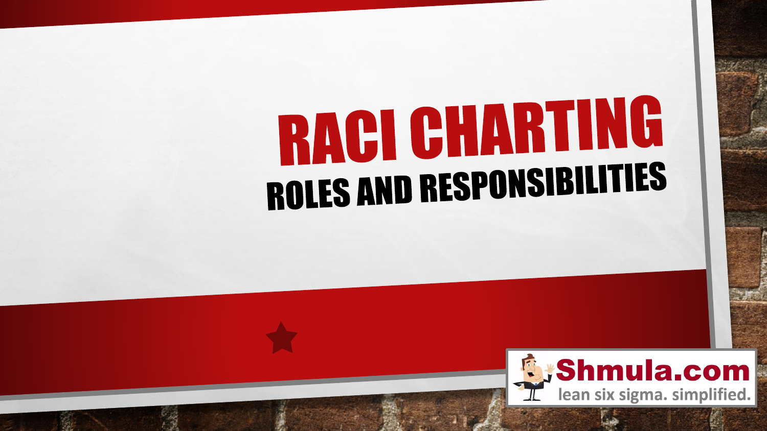# RACI CHARTING

## ROLES AND RESPONSIBILITIES

Shmula.com
lean six sigma. simplified.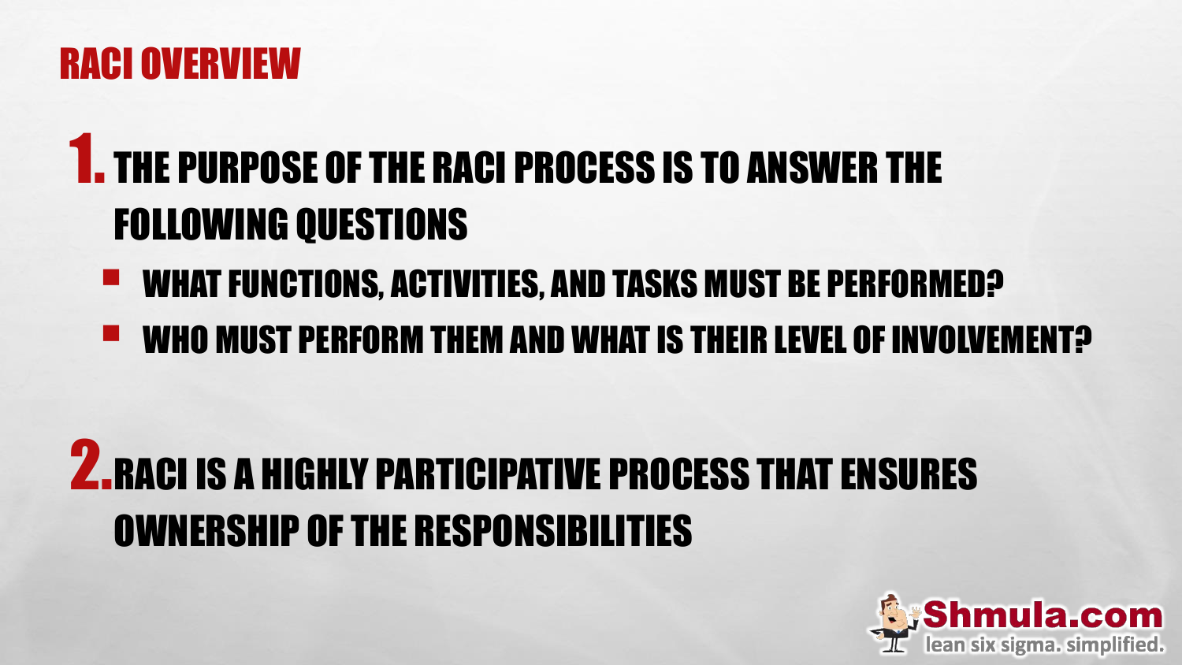# RACI OVERVIEW

1. **THE PURPOSE OF THE RACI PROCESS IS TO ANSWER THE FOLLOWING QUESTIONS**
   - WHAT FUNCTIONS, ACTIVITIES, AND TASKS MUST BE PERFORMED?
   - WHO MUST PERFORM THEM AND WHAT IS THEIR LEVEL OF INVOLVEMENT?

2. **RACI IS A HIGHLY PARTICIPATIVE PROCESS THAT ENSURES OWNERSHIP OF THE RESPONSIBILITIES**

Shmula.com
lean six sigma. simplified.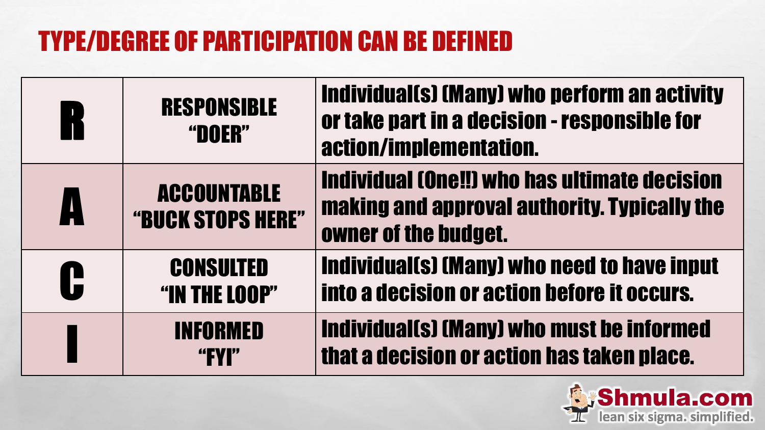# TYPE/DEGREE OF PARTICIPATION CAN BE DEFINED

| | | |
|---|---|---|
| **R** | **RESPONSIBLE "DOER"** | Individual(s) (Many) who perform an activity or take part in a decision - responsible for action/implementation. |
| **A** | **ACCOUNTABLE "BUCK STOPS HERE"** | Individual (One!!) who has ultimate decision making and approval authority. Typically the owner of the budget. |
| **C** | **CONSULTED "IN THE LOOP"** | Individual(s) (Many) who need to have input into a decision or action before it occurs. |
| **I** | **INFORMED "FYI"** | Individual(s) (Many) who must be informed that a decision or action has taken place. |

Shmula.com
lean six sigma. simplified.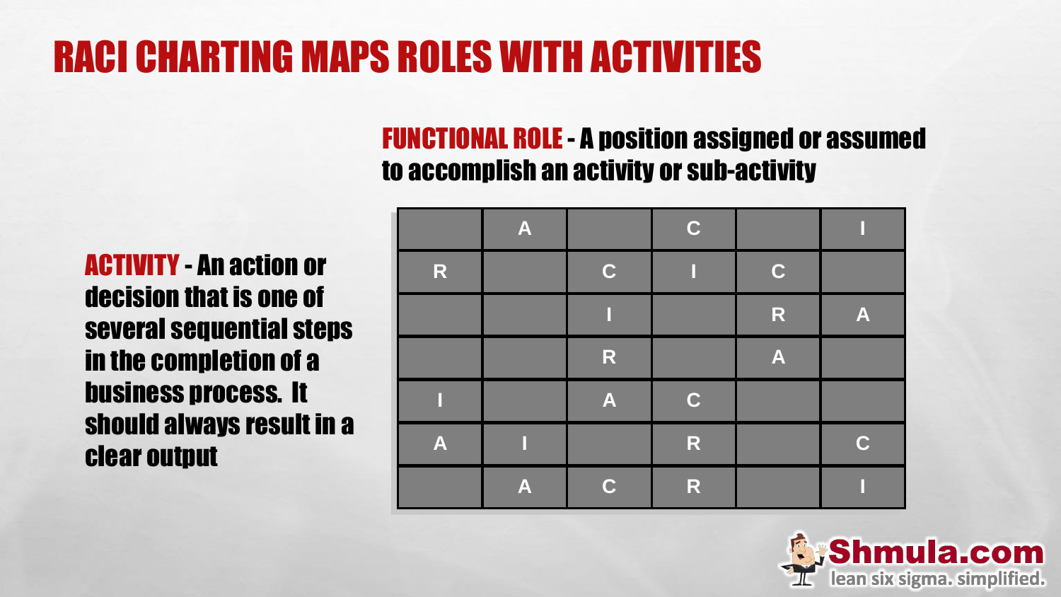# RACI CHARTING MAPS ROLES WITH ACTIVITIES

**FUNCTIONAL ROLE** - A position assigned or assumed to accomplish an activity or sub-activity

**ACTIVITY** - An action or decision that is one of several sequential steps in the completion of a business process. It should always result in a clear output

| | | | | | |
|---|---|---|---|---|---|
| | A | | C | | I |
| R | | C | I | C | |
| | | I | | R | A |
| | | R | | A | |
| I | | A | C | | |
| A | I | | R | | C |
| | A | C | R | | I |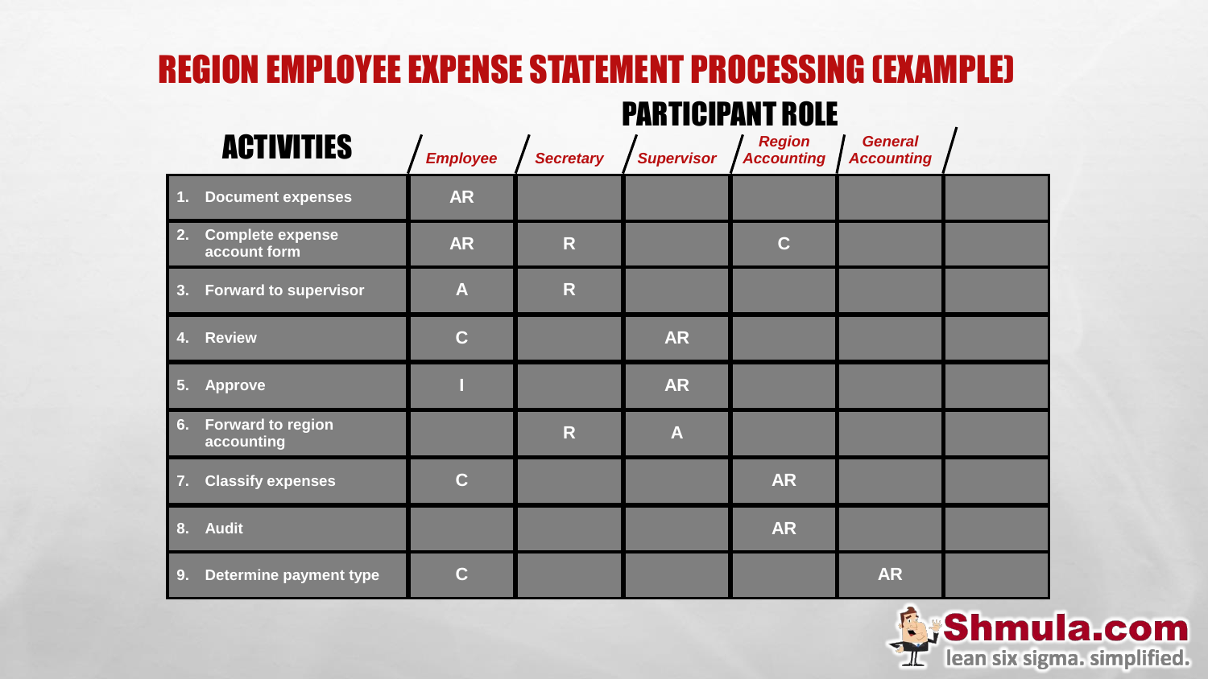# REGION EMPLOYEE EXPENSE STATEMENT PROCESSING (EXAMPLE)

## PARTICIPANT ROLE

| ACTIVITIES | Employee | Secretary | Supervisor | Region Accounting | General Accounting | |
|---|---|---|---|---|---|---|
| 1. Document expenses | AR | | | | | |
| 2. Complete expense account form | AR | R | | C | | |
| 3. Forward to supervisor | A | R | | | | |
| 4. Review | C | | AR | | | |
| 5. Approve | I | | AR | | | |
| 6. Forward to region accounting | | R | A | | | |
| 7. Classify expenses | C | | | AR | | |
| 8. Audit | | | | AR | | |
| 9. Determine payment type | C | | | | AR | |

Shmula.com
lean six sigma. simplified.